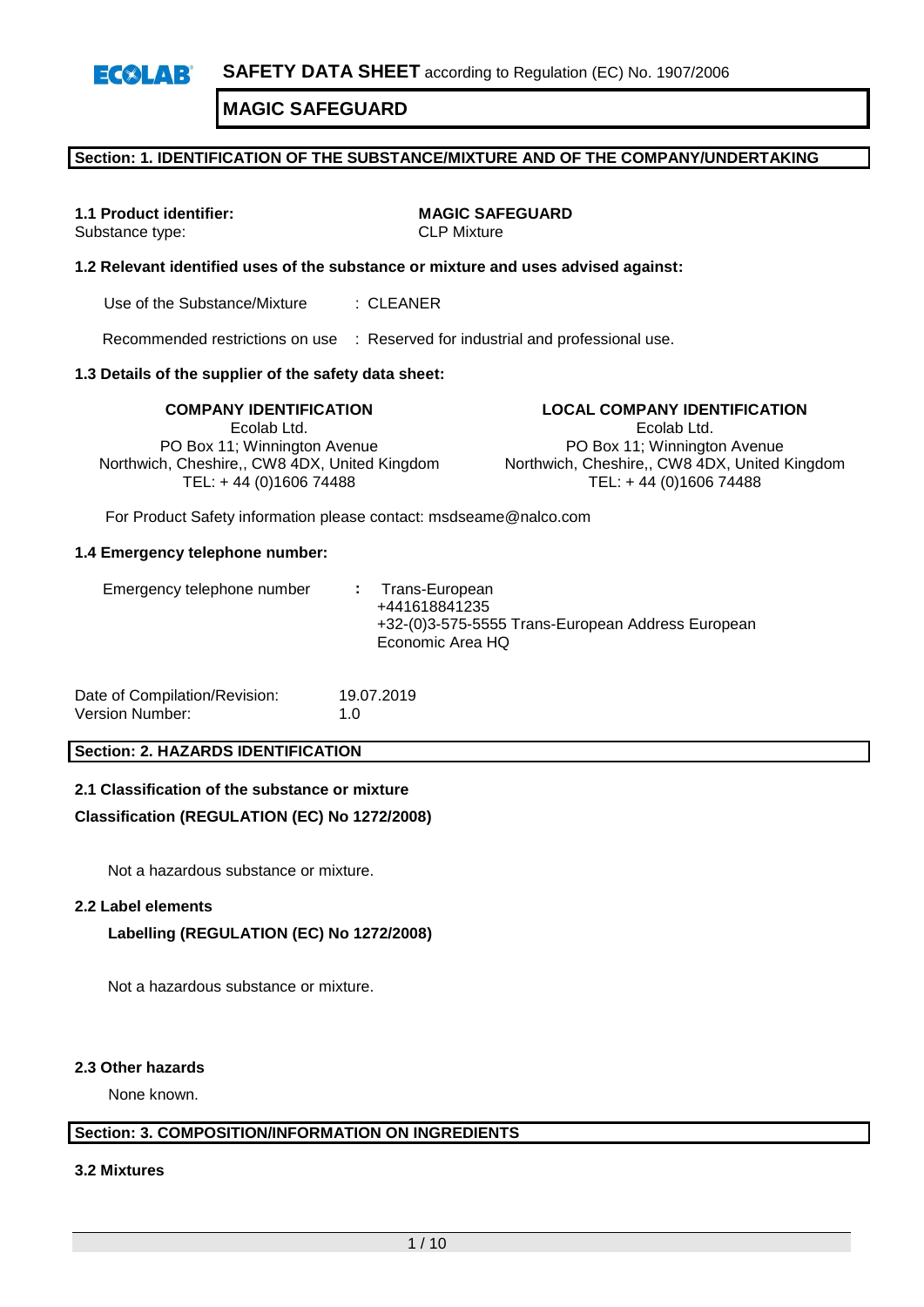**SAFETY DATA SHEET** according to Regulation (EC) No. 1907/2006

# MAGIC SAFEGUARD

## Section: 1. IDENTIFICATION OF THE SUBSTANCE/MIXTURE AND OF THE COMPANY/UNDERTAKING

**1.1 Product identifier:** **MAGIC SAFEGUARD**
Substance type: CLP Mixture

**1.2 Relevant identified uses of the substance or mixture and uses advised against:**

Use of the Substance/Mixture : CLEANER

Recommended restrictions on use : Reserved for industrial and professional use.

**1.3 Details of the supplier of the safety data sheet:**

**COMPANY IDENTIFICATION**
Ecolab Ltd.
PO Box 11; Winnington Avenue
Northwich, Cheshire,, CW8 4DX, United Kingdom
TEL: + 44 (0)1606 74488

**LOCAL COMPANY IDENTIFICATION**
Ecolab Ltd.
PO Box 11; Winnington Avenue
Northwich, Cheshire,, CW8 4DX, United Kingdom
TEL: + 44 (0)1606 74488

For Product Safety information please contact: msdseame@nalco.com

**1.4 Emergency telephone number:**

Emergency telephone number : Trans-European
+441618841235
+32-(0)3-575-5555 Trans-European Address European Economic Area HQ

Date of Compilation/Revision: 19.07.2019
Version Number: 1.0

## Section: 2. HAZARDS IDENTIFICATION

**2.1 Classification of the substance or mixture**

**Classification (REGULATION (EC) No 1272/2008)**

Not a hazardous substance or mixture.

**2.2 Label elements**

**Labelling (REGULATION (EC) No 1272/2008)**

Not a hazardous substance or mixture.

**2.3 Other hazards**

None known.

## Section: 3. COMPOSITION/INFORMATION ON INGREDIENTS

**3.2 Mixtures**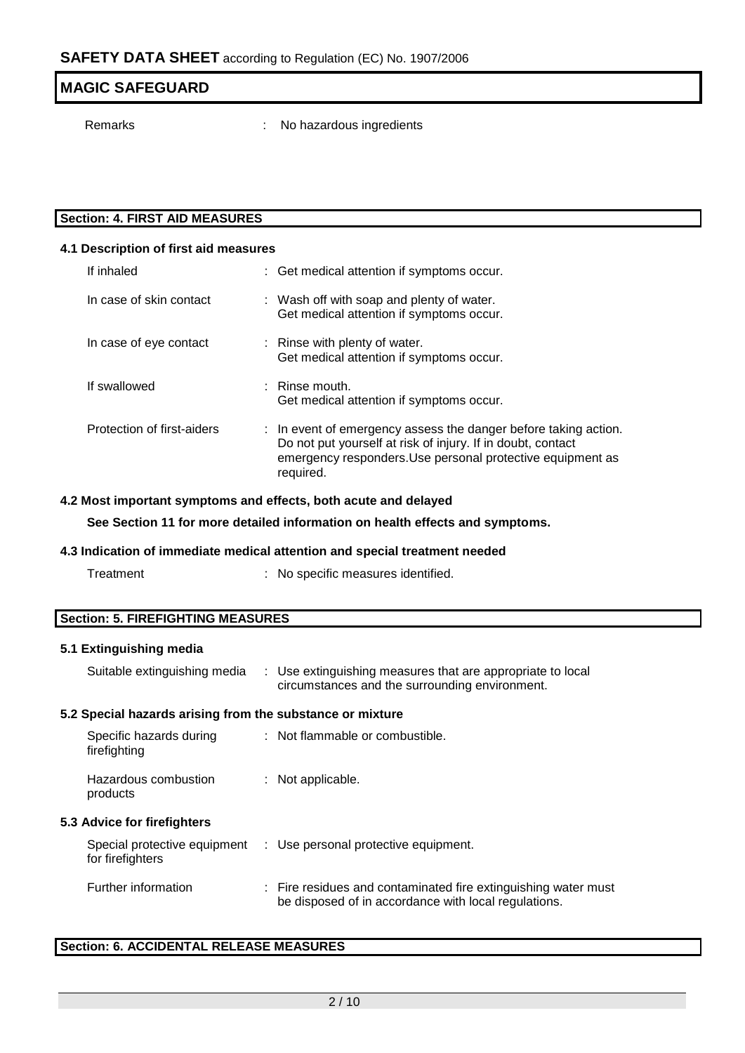Remarks : No hazardous ingredients

## Section: 4. FIRST AID MEASURES

### 4.1 Description of first aid measures

| | |
|---|---|
| If inhaled | : Get medical attention if symptoms occur. |
| In case of skin contact | : Wash off with soap and plenty of water. Get medical attention if symptoms occur. |
| In case of eye contact | : Rinse with plenty of water. Get medical attention if symptoms occur. |
| If swallowed | : Rinse mouth. Get medical attention if symptoms occur. |
| Protection of first-aiders | : In event of emergency assess the danger before taking action. Do not put yourself at risk of injury. If in doubt, contact emergency responders.Use personal protective equipment as required. |

### 4.2 Most important symptoms and effects, both acute and delayed

**See Section 11 for more detailed information on health effects and symptoms.**

### 4.3 Indication of immediate medical attention and special treatment needed

| | |
|---|---|
| Treatment | : No specific measures identified. |

## Section: 5. FIREFIGHTING MEASURES

### 5.1 Extinguishing media

| | |
|---|---|
| Suitable extinguishing media | : Use extinguishing measures that are appropriate to local circumstances and the surrounding environment. |

### 5.2 Special hazards arising from the substance or mixture

| | |
|---|---|
| Specific hazards during firefighting | : Not flammable or combustible. |
| Hazardous combustion products | : Not applicable. |

### 5.3 Advice for firefighters

| | |
|---|---|
| Special protective equipment for firefighters | : Use personal protective equipment. |
| Further information | : Fire residues and contaminated fire extinguishing water must be disposed of in accordance with local regulations. |

## Section: 6. ACCIDENTAL RELEASE MEASURES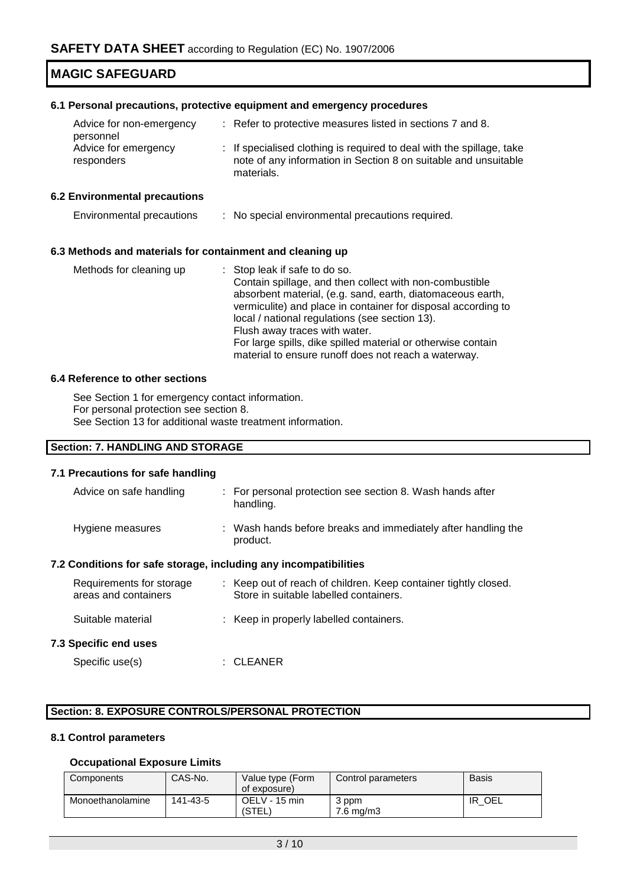### 6.1 Personal precautions, protective equipment and emergency procedures

| | |
|---|---|
| Advice for non-emergency personnel | : Refer to protective measures listed in sections 7 and 8. |
| Advice for emergency responders | : If specialised clothing is required to deal with the spillage, take note of any information in Section 8 on suitable and unsuitable materials. |

### 6.2 Environmental precautions

| | |
|---|---|
| Environmental precautions | : No special environmental precautions required. |

### 6.3 Methods and materials for containment and cleaning up

| | |
|---|---|
| Methods for cleaning up | : Stop leak if safe to do so.<br>Contain spillage, and then collect with non-combustible absorbent material, (e.g. sand, earth, diatomaceous earth, vermiculite) and place in container for disposal according to local / national regulations (see section 13).<br>Flush away traces with water.<br>For large spills, dike spilled material or otherwise contain material to ensure runoff does not reach a waterway. |

### 6.4 Reference to other sections

See Section 1 for emergency contact information.
For personal protection see section 8.
See Section 13 for additional waste treatment information.

## Section: 7. HANDLING AND STORAGE

### 7.1 Precautions for safe handling

| | |
|---|---|
| Advice on safe handling | : For personal protection see section 8. Wash hands after handling. |
| Hygiene measures | : Wash hands before breaks and immediately after handling the product. |

### 7.2 Conditions for safe storage, including any incompatibilities

| | |
|---|---|
| Requirements for storage areas and containers | : Keep out of reach of children. Keep container tightly closed. Store in suitable labelled containers. |
| Suitable material | : Keep in properly labelled containers. |

### 7.3 Specific end uses

| | |
|---|---|
| Specific use(s) | : CLEANER |

## Section: 8. EXPOSURE CONTROLS/PERSONAL PROTECTION

### 8.1 Control parameters

**Occupational Exposure Limits**

| Components | CAS-No. | Value type (Form of exposure) | Control parameters | Basis |
|---|---|---|---|---|
| Monoethanolamine | 141-43-5 | OELV - 15 min (STEL) | 3 ppm<br>7.6 mg/m3 | IR_OEL |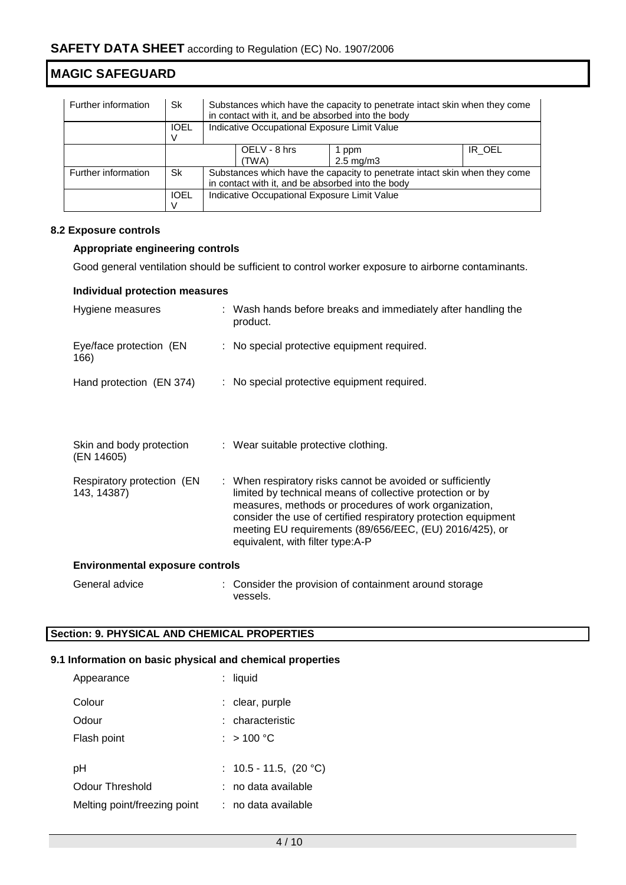| Further information | Sk | Substances which have the capacity to penetrate intact skin when they come in contact with it, and be absorbed into the body | | |
|---|---|---|---|---|
| | IOELV | Indicative Occupational Exposure Limit Value | | |
| | | OELV - 8 hrs (TWA) | 1 ppm<br>2.5 mg/m3 | IR_OEL |
| Further information | Sk | Substances which have the capacity to penetrate intact skin when they come in contact with it, and be absorbed into the body | | |
| | IOELV | Indicative Occupational Exposure Limit Value | | |

### 8.2 Exposure controls

**Appropriate engineering controls**

Good general ventilation should be sufficient to control worker exposure to airborne contaminants.

**Individual protection measures**

| | |
|---|---|
| Hygiene measures | : Wash hands before breaks and immediately after handling the product. |
| Eye/face protection (EN 166) | : No special protective equipment required. |
| Hand protection (EN 374) | : No special protective equipment required. |
| Skin and body protection (EN 14605) | : Wear suitable protective clothing. |
| Respiratory protection (EN 143, 14387) | : When respiratory risks cannot be avoided or sufficiently limited by technical means of collective protection or by measures, methods or procedures of work organization, consider the use of certified respiratory protection equipment meeting EU requirements (89/656/EEC, (EU) 2016/425), or equivalent, with filter type:A-P |

**Environmental exposure controls**

| | |
|---|---|
| General advice | : Consider the provision of containment around storage vessels. |

## Section: 9. PHYSICAL AND CHEMICAL PROPERTIES

### 9.1 Information on basic physical and chemical properties

| | |
|---|---|
| Appearance | : liquid |
| Colour | : clear, purple |
| Odour | : characteristic |
| Flash point | : > 100 °C |
| pH | : 10.5 - 11.5, (20 °C) |
| Odour Threshold | : no data available |
| Melting point/freezing point | : no data available |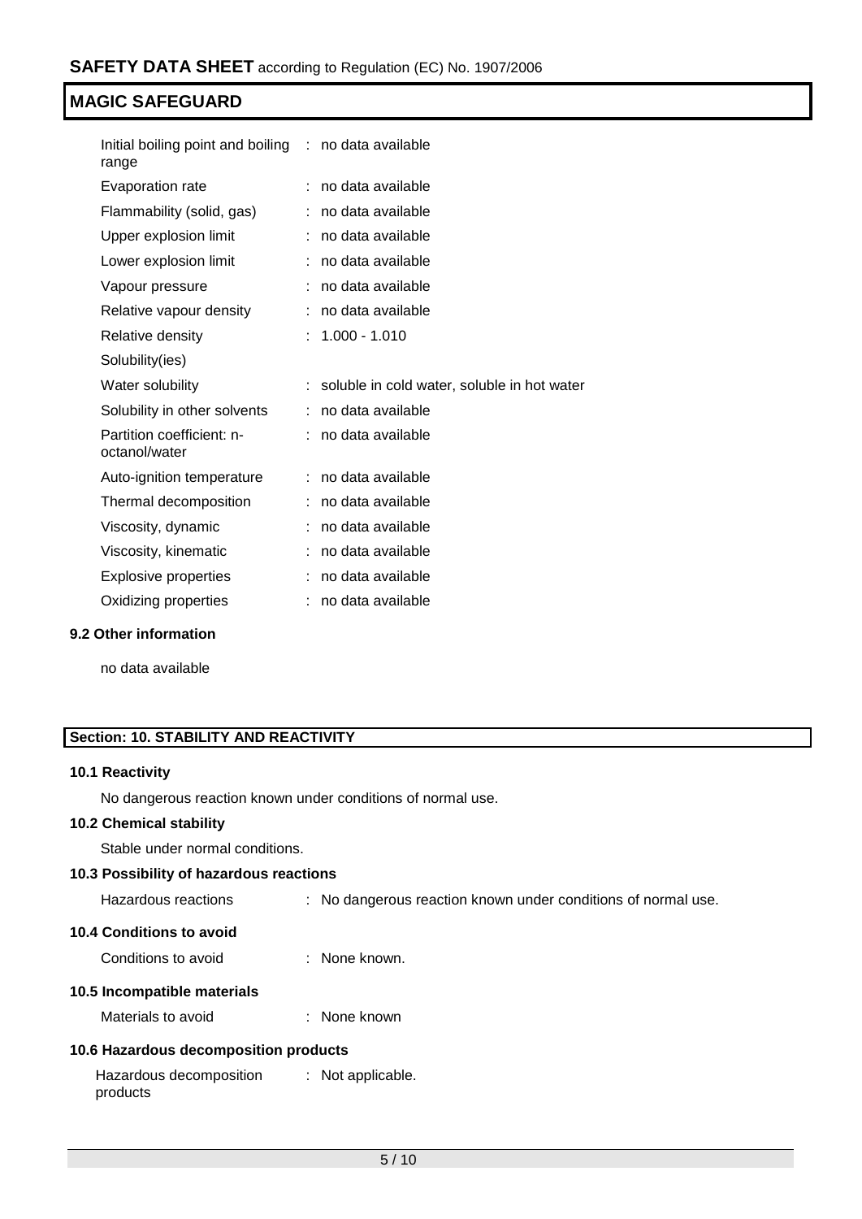| | |
|---|---|
| Initial boiling point and boiling range | : no data available |
| Evaporation rate | : no data available |
| Flammability (solid, gas) | : no data available |
| Upper explosion limit | : no data available |
| Lower explosion limit | : no data available |
| Vapour pressure | : no data available |
| Relative vapour density | : no data available |
| Relative density | : 1.000 - 1.010 |
| Solubility(ies) | |
| Water solubility | : soluble in cold water, soluble in hot water |
| Solubility in other solvents | : no data available |
| Partition coefficient: n-octanol/water | : no data available |
| Auto-ignition temperature | : no data available |
| Thermal decomposition | : no data available |
| Viscosity, dynamic | : no data available |
| Viscosity, kinematic | : no data available |
| Explosive properties | : no data available |
| Oxidizing properties | : no data available |

### 9.2 Other information

no data available

## Section: 10. STABILITY AND REACTIVITY

### 10.1 Reactivity

No dangerous reaction known under conditions of normal use.

### 10.2 Chemical stability

Stable under normal conditions.

### 10.3 Possibility of hazardous reactions

Hazardous reactions : No dangerous reaction known under conditions of normal use.

### 10.4 Conditions to avoid

Conditions to avoid : None known.

### 10.5 Incompatible materials

Materials to avoid : None known

### 10.6 Hazardous decomposition products

Hazardous decomposition products : Not applicable.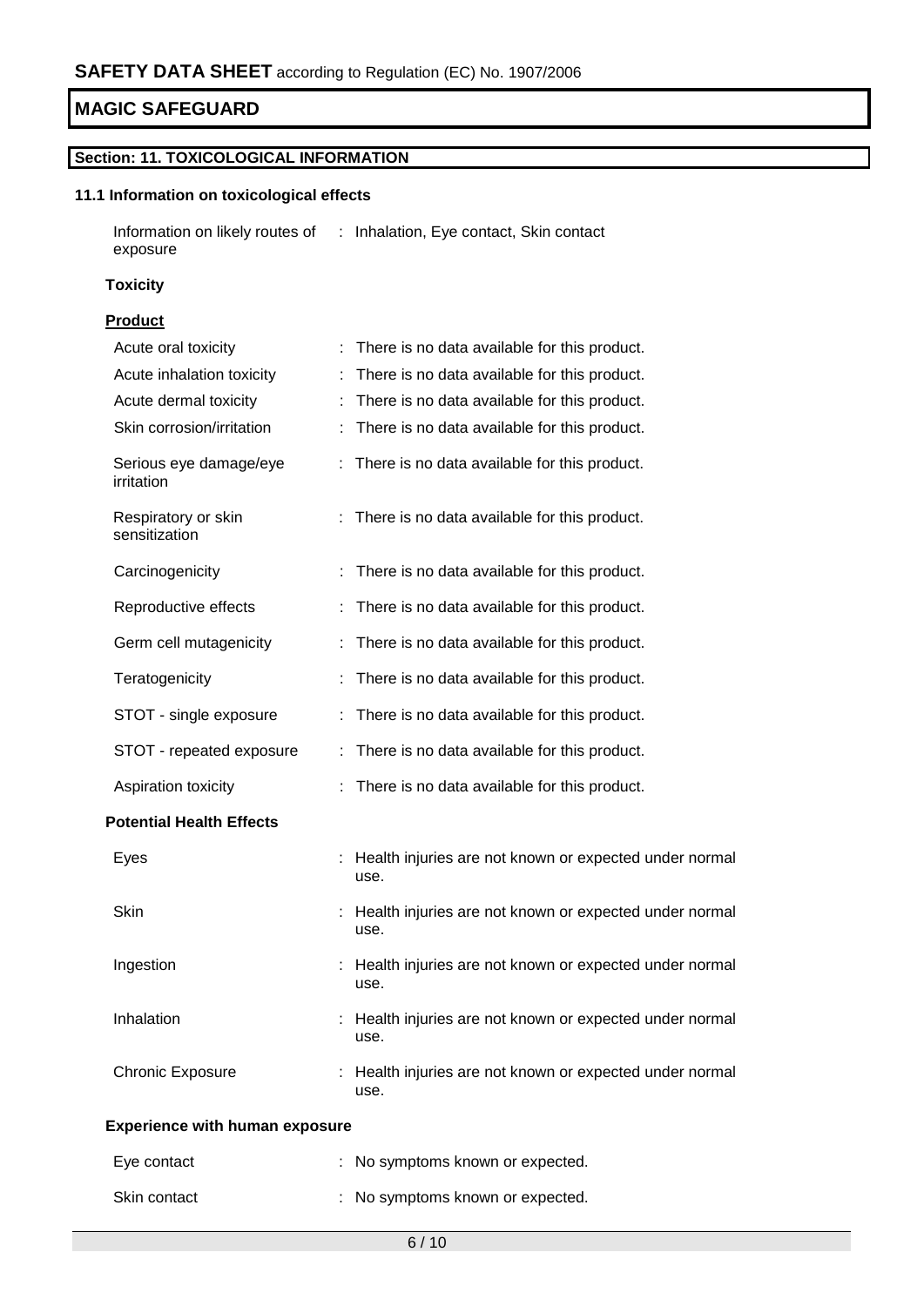## Section: 11. TOXICOLOGICAL INFORMATION

### 11.1 Information on toxicological effects

Information on likely routes of exposure : Inhalation, Eye contact, Skin contact

**Toxicity**

**Product**

| | |
|---|---|
| Acute oral toxicity | : There is no data available for this product. |
| Acute inhalation toxicity | : There is no data available for this product. |
| Acute dermal toxicity | : There is no data available for this product. |
| Skin corrosion/irritation | : There is no data available for this product. |
| Serious eye damage/eye irritation | : There is no data available for this product. |
| Respiratory or skin sensitization | : There is no data available for this product. |
| Carcinogenicity | : There is no data available for this product. |
| Reproductive effects | : There is no data available for this product. |
| Germ cell mutagenicity | : There is no data available for this product. |
| Teratogenicity | : There is no data available for this product. |
| STOT - single exposure | : There is no data available for this product. |
| STOT - repeated exposure | : There is no data available for this product. |
| Aspiration toxicity | : There is no data available for this product. |

**Potential Health Effects**

| | |
|---|---|
| Eyes | : Health injuries are not known or expected under normal use. |
| Skin | : Health injuries are not known or expected under normal use. |
| Ingestion | : Health injuries are not known or expected under normal use. |
| Inhalation | : Health injuries are not known or expected under normal use. |
| Chronic Exposure | : Health injuries are not known or expected under normal use. |

**Experience with human exposure**

| | |
|---|---|
| Eye contact | : No symptoms known or expected. |
| Skin contact | : No symptoms known or expected. |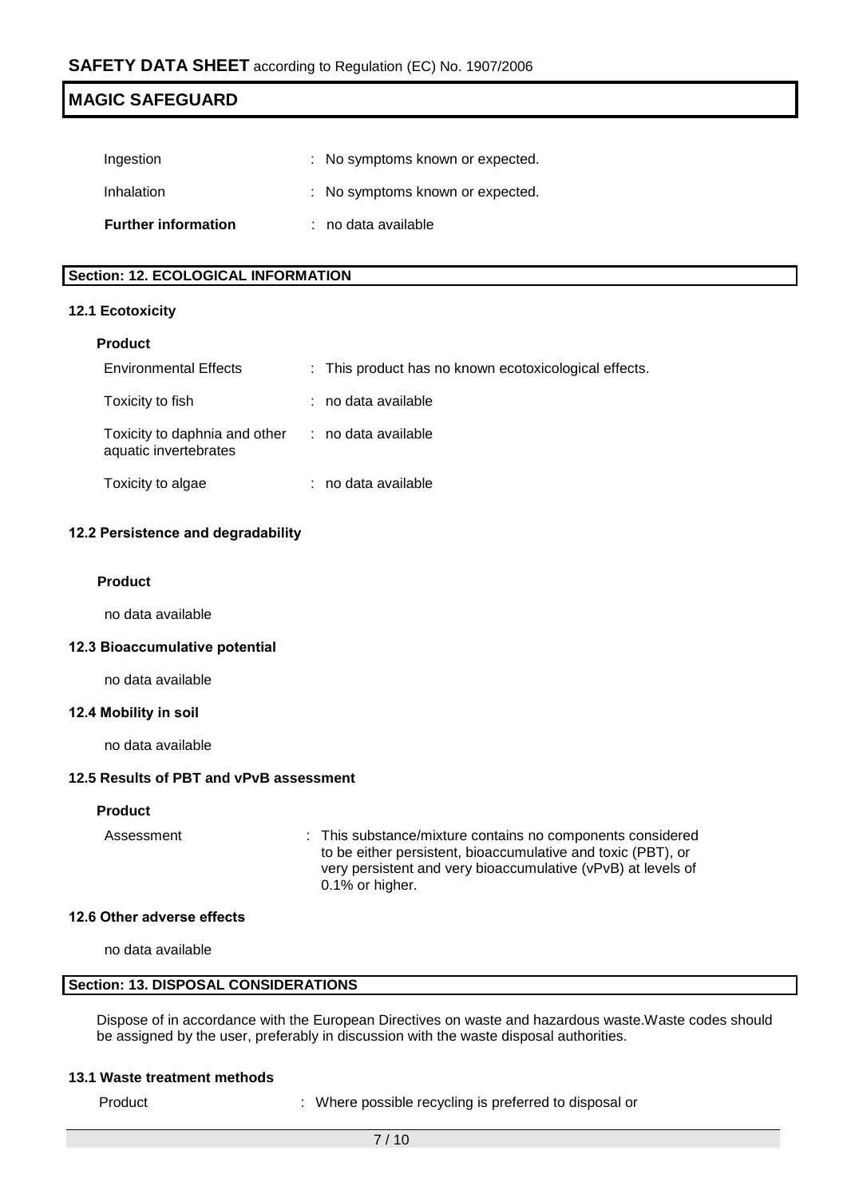| | |
|---|---|
| Ingestion | : No symptoms known or expected. |
| Inhalation | : No symptoms known or expected. |
| **Further information** | : no data available |

## Section: 12. ECOLOGICAL INFORMATION

### 12.1 Ecotoxicity

**Product**

| | |
|---|---|
| Environmental Effects | : This product has no known ecotoxicological effects. |
| Toxicity to fish | : no data available |
| Toxicity to daphnia and other aquatic invertebrates | : no data available |
| Toxicity to algae | : no data available |

### 12.2 Persistence and degradability

**Product**

no data available

### 12.3 Bioaccumulative potential

no data available

### 12.4 Mobility in soil

no data available

### 12.5 Results of PBT and vPvB assessment

**Product**

| | |
|---|---|
| Assessment | : This substance/mixture contains no components considered to be either persistent, bioaccumulative and toxic (PBT), or very persistent and very bioaccumulative (vPvB) at levels of 0.1% or higher. |

### 12.6 Other adverse effects

no data available

## Section: 13. DISPOSAL CONSIDERATIONS

Dispose of in accordance with the European Directives on waste and hazardous waste.Waste codes should be assigned by the user, preferably in discussion with the waste disposal authorities.

### 13.1 Waste treatment methods

| | |
|---|---|
| Product | : Where possible recycling is preferred to disposal or |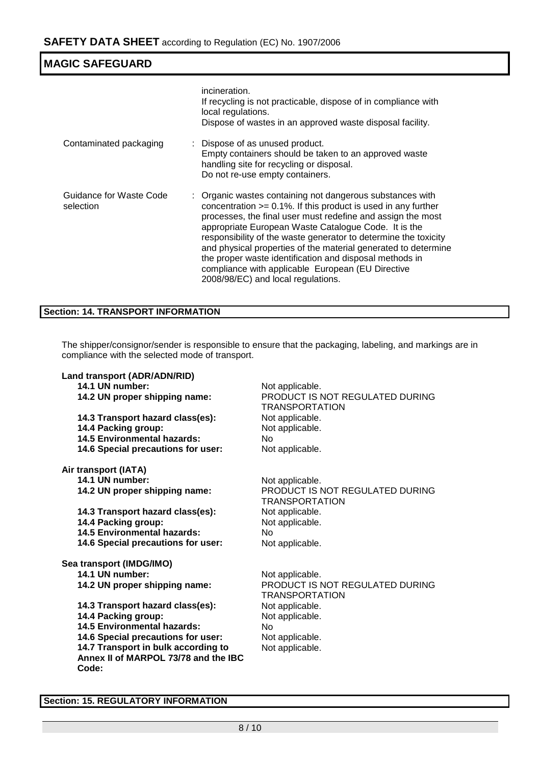| | |
|---|---|
| | incineration. If recycling is not practicable, dispose of in compliance with local regulations. Dispose of wastes in an approved waste disposal facility. |
| Contaminated packaging | : Dispose of as unused product. Empty containers should be taken to an approved waste handling site for recycling or disposal. Do not re-use empty containers. |
| Guidance for Waste Code selection | : Organic wastes containing not dangerous substances with concentration >= 0.1%. If this product is used in any further processes, the final user must redefine and assign the most appropriate European Waste Catalogue Code. It is the responsibility of the waste generator to determine the toxicity and physical properties of the material generated to determine the proper waste identification and disposal methods in compliance with applicable European (EU Directive 2008/98/EC) and local regulations. |

## Section: 14. TRANSPORT INFORMATION

The shipper/consignor/sender is responsible to ensure that the packaging, labeling, and markings are in compliance with the selected mode of transport.

**Land transport (ADR/ADN/RID)**

| | |
|---|---|
| **14.1 UN number:** | Not applicable. |
| **14.2 UN proper shipping name:** | PRODUCT IS NOT REGULATED DURING TRANSPORTATION |
| **14.3 Transport hazard class(es):** | Not applicable. |
| **14.4 Packing group:** | Not applicable. |
| **14.5 Environmental hazards:** | No |
| **14.6 Special precautions for user:** | Not applicable. |

**Air transport (IATA)**

| | |
|---|---|
| **14.1 UN number:** | Not applicable. |
| **14.2 UN proper shipping name:** | PRODUCT IS NOT REGULATED DURING TRANSPORTATION |
| **14.3 Transport hazard class(es):** | Not applicable. |
| **14.4 Packing group:** | Not applicable. |
| **14.5 Environmental hazards:** | No |
| **14.6 Special precautions for user:** | Not applicable. |

**Sea transport (IMDG/IMO)**

| | |
|---|---|
| **14.1 UN number:** | Not applicable. |
| **14.2 UN proper shipping name:** | PRODUCT IS NOT REGULATED DURING TRANSPORTATION |
| **14.3 Transport hazard class(es):** | Not applicable. |
| **14.4 Packing group:** | Not applicable. |
| **14.5 Environmental hazards:** | No |
| **14.6 Special precautions for user:** | Not applicable. |
| **14.7 Transport in bulk according to Annex II of MARPOL 73/78 and the IBC Code:** | Not applicable. |

## Section: 15. REGULATORY INFORMATION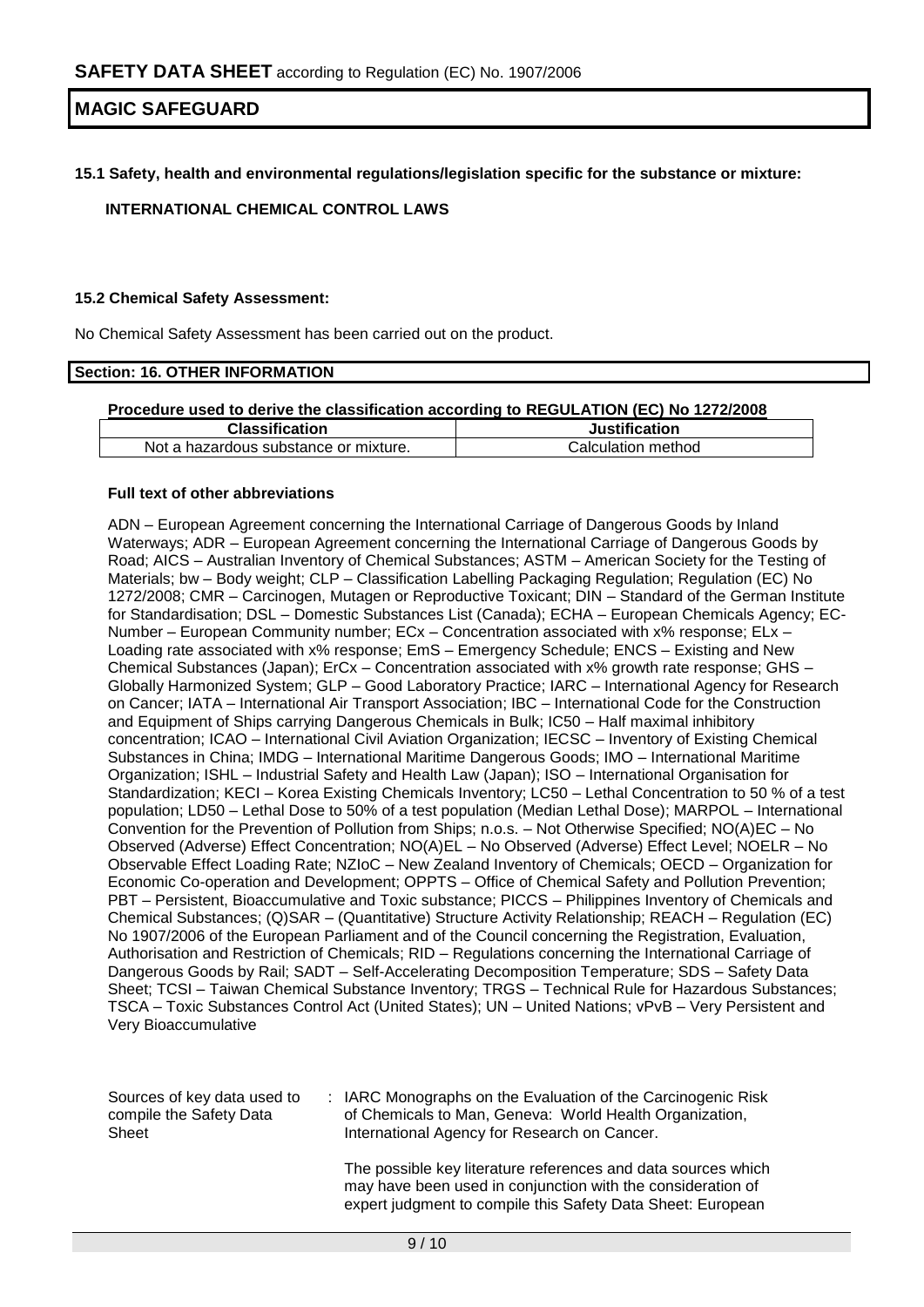### 15.1 Safety, health and environmental regulations/legislation specific for the substance or mixture:

**INTERNATIONAL CHEMICAL CONTROL LAWS**

### 15.2 Chemical Safety Assessment:

No Chemical Safety Assessment has been carried out on the product.

## Section: 16. OTHER INFORMATION

**Procedure used to derive the classification according to REGULATION (EC) No 1272/2008**

| Classification | Justification |
|---|---|
| Not a hazardous substance or mixture. | Calculation method |

**Full text of other abbreviations**

ADN – European Agreement concerning the International Carriage of Dangerous Goods by Inland Waterways; ADR – European Agreement concerning the International Carriage of Dangerous Goods by Road; AICS – Australian Inventory of Chemical Substances; ASTM – American Society for the Testing of Materials; bw – Body weight; CLP – Classification Labelling Packaging Regulation; Regulation (EC) No 1272/2008; CMR – Carcinogen, Mutagen or Reproductive Toxicant; DIN – Standard of the German Institute for Standardisation; DSL – Domestic Substances List (Canada); ECHA – European Chemicals Agency; EC-Number – European Community number; ECx – Concentration associated with x% response; ELx – Loading rate associated with x% response; EmS – Emergency Schedule; ENCS – Existing and New Chemical Substances (Japan); ErCx – Concentration associated with x% growth rate response; GHS – Globally Harmonized System; GLP – Good Laboratory Practice; IARC – International Agency for Research on Cancer; IATA – International Air Transport Association; IBC – International Code for the Construction and Equipment of Ships carrying Dangerous Chemicals in Bulk; IC50 – Half maximal inhibitory concentration; ICAO – International Civil Aviation Organization; IECSC – Inventory of Existing Chemical Substances in China; IMDG – International Maritime Dangerous Goods; IMO – International Maritime Organization; ISHL – Industrial Safety and Health Law (Japan); ISO – International Organisation for Standardization; KECI – Korea Existing Chemicals Inventory; LC50 – Lethal Concentration to 50 % of a test population; LD50 – Lethal Dose to 50% of a test population (Median Lethal Dose); MARPOL – International Convention for the Prevention of Pollution from Ships; n.o.s. – Not Otherwise Specified; NO(A)EC – No Observed (Adverse) Effect Concentration; NO(A)EL – No Observed (Adverse) Effect Level; NOELR – No Observable Effect Loading Rate; NZIoC – New Zealand Inventory of Chemicals; OECD – Organization for Economic Co-operation and Development; OPPTS – Office of Chemical Safety and Pollution Prevention; PBT – Persistent, Bioaccumulative and Toxic substance; PICCS – Philippines Inventory of Chemicals and Chemical Substances; (Q)SAR – (Quantitative) Structure Activity Relationship; REACH – Regulation (EC) No 1907/2006 of the European Parliament and of the Council concerning the Registration, Evaluation, Authorisation and Restriction of Chemicals; RID – Regulations concerning the International Carriage of Dangerous Goods by Rail; SADT – Self-Accelerating Decomposition Temperature; SDS – Safety Data Sheet; TCSI – Taiwan Chemical Substance Inventory; TRGS – Technical Rule for Hazardous Substances; TSCA – Toxic Substances Control Act (United States); UN – United Nations; vPvB – Very Persistent and Very Bioaccumulative

Sources of key data used to compile the Safety Data Sheet : IARC Monographs on the Evaluation of the Carcinogenic Risk of Chemicals to Man, Geneva: World Health Organization, International Agency for Research on Cancer.

The possible key literature references and data sources which may have been used in conjunction with the consideration of expert judgment to compile this Safety Data Sheet: European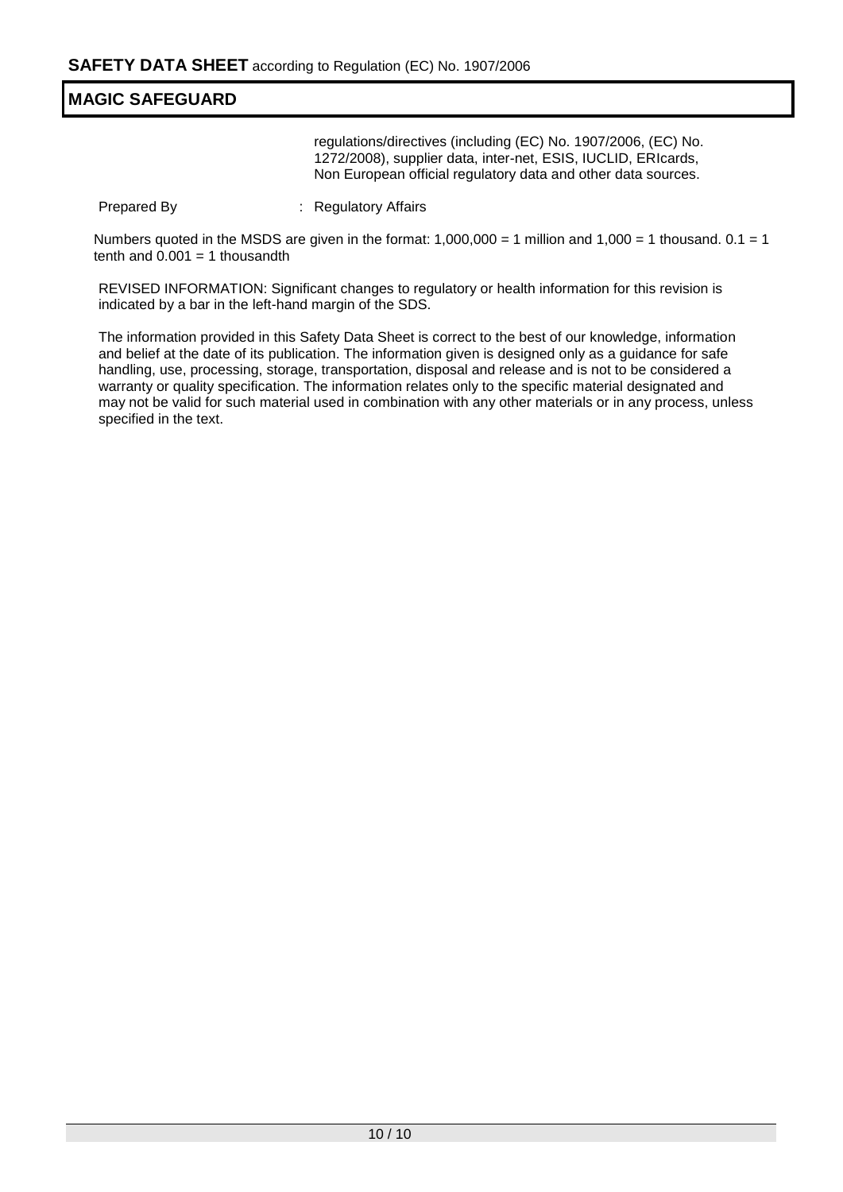regulations/directives (including (EC) No. 1907/2006, (EC) No. 1272/2008), supplier data, inter-net, ESIS, IUCLID, ERIcards, Non European official regulatory data and other data sources.

Prepared By : Regulatory Affairs

Numbers quoted in the MSDS are given in the format: 1,000,000 = 1 million and 1,000 = 1 thousand. 0.1 = 1 tenth and 0.001 = 1 thousandth

REVISED INFORMATION: Significant changes to regulatory or health information for this revision is indicated by a bar in the left-hand margin of the SDS.

The information provided in this Safety Data Sheet is correct to the best of our knowledge, information and belief at the date of its publication. The information given is designed only as a guidance for safe handling, use, processing, storage, transportation, disposal and release and is not to be considered a warranty or quality specification. The information relates only to the specific material designated and may not be valid for such material used in combination with any other materials or in any process, unless specified in the text.